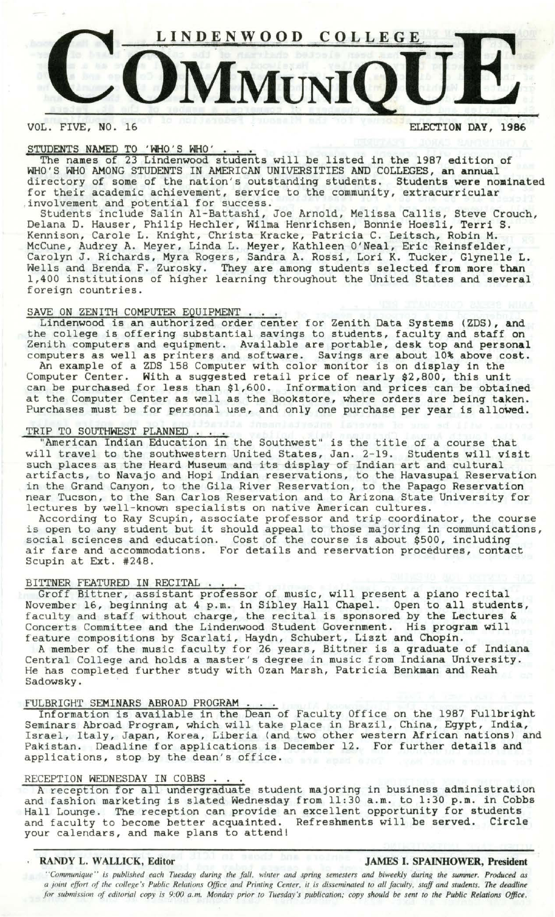# LINDENWOOD COLLEGE COMMUNIQUE

VOL. FIVE, NO. 16 ELECTION DAY, 1986

## STUDENTS NAMED TO 'WHO'S WHO' . . .

The names of 23 Lindenwood students will be listed in the 1987 edition of WHO'S WHO AMONG STUDENTS IN AMERICAN UNIVERSITIES AND COLLEGES, an annual directory of some of the nation's outstanding students. Students were nominated for their academic achievement, service to the community, extracurricular involvement and potential for success.

Students include Salin Al-Battashi, Joe Arnold, Melissa Callis, Steve Crouch, Delana D. Hauser, Philip Hechler, Wilma Henrichsen, Bonnie Hoesli, Terri S. Kennison, Carole L. Knight, Christa Kracke, Patricia C. Leitsch, Robin M. McCune, Audrey A. Meyer, Linda L. Meyer, Kathleen O'Neal, Eric Reinsfelder, Carolyn J. Richards, Myra Rogers, Sandra A. Rossi, Lori K. Tucker, Glynelle L. Wells and Brenda F. Zurosky. They are among students selected from more than 1,400 institutions of higher learning throughout the United States and several foreign countries.

## SAVE ON ZENITH COMPUTER EQUIPMENT . . .

Lindenwood is an authorized order center for Zenith Data Systems (ZDS), and the college is offering substantial savings to students, faculty and staff on Zenith computers and equipment. Available are portable, desk top and personal computers as well as printers and software. Savings are about 10% above cost.

An example of a ZDS 158 Computer with color monitor is on display in the Computer Center. With a suggested retail price of nearly $2,800, this unit can be purchased for less than $1,600. Information and prices can be obtained at the Computer Center as well as the Bookstore, where orders are being taken. Purchases must be for personal use, and only one purchase per year is allowed.

## TRIP TO SOUTHWEST PLANNED . . .

"American Indian Education in the Southwest" is the title of a course that will travel to the southwestern United States, Jan. 2-19. Students will visit such places as the Heard Museum and its display of Indian art and cultural artifacts, to Navajo and Hopi Indian reservations, to the Havasupai Reservation in the Grand Canyon, to the Gila River Reservation, to the Papago Reservation near Tucson, to the San Carlos Reservation and to Arizona State University for lectures by well-known specialists on native American cultures.

According to Ray Scupin, associate professor and trip coordinator, the course is open to any student but it should appeal to those majoring in communications, social sciences and education. Cost of the course is about $500, including air fare and accommodations. For details and reservation procedures, contact Scupin at Ext. #248.

## BITTNER FEATURED IN RECITAL . . .

Groff Bittner, assistant professor of music, will present a piano recital November 16, beginning at 4 p.m. in Sibley Hall Chapel. Open to all students, faculty and staff without charge, the recital is sponsored by the Lectures & Concerts Committee and the Lindenwood Student Government. His program will feature compositions by Scarlati, Haydn, Schubert, Liszt and Chopin.

A member of the music faculty for 26 years, Bittner is a graduate of Indiana Central College and holds a master's degree in music from Indiana University. He has completed further study with Ozan Marsh, Patricia Benkman and Reah Sadowsky.

## FULBRIGHT SEMINARS ABROAD PROGRAM . . .

Information is available in the Dean of Faculty Office on the 1987 Fullbright Seminars Abroad Program, which will take place in Brazil, China, Egypt, India, Israel, Italy, Japan, Korea, Liberia (and two other western African nations) and Pakistan. Deadline for applications is December 12. For further details and applications, stop by the dean's office.

## RECEPTION WEDNESDAY IN COBBS . . .

A reception for all undergraduate student majoring in business administration and fashion marketing is slated Wednesday from 11:30 a.m. to 1:30 p.m. in Cobbs Hall Lounge. The reception can provide an excellent opportunity for students and faculty to become better acquainted. Refreshments will be served. Circle your calendars, and make plans to attend!

**RANDY L. WALLICK, Editor** **JAMES I. SPAINHOWER, President**

*"Communique" is published each Tuesday during the fall, winter and spring semesters and biweekly during the summer. Produced as a joint effort of the college's Public Relations Office and Printing Center, it is disseminated to all faculty, staff and students. The deadline for submission of editorial copy is 9:00 a.m. Monday prior to Tuesday's publication; copy should be sent to the Public Relations Office.*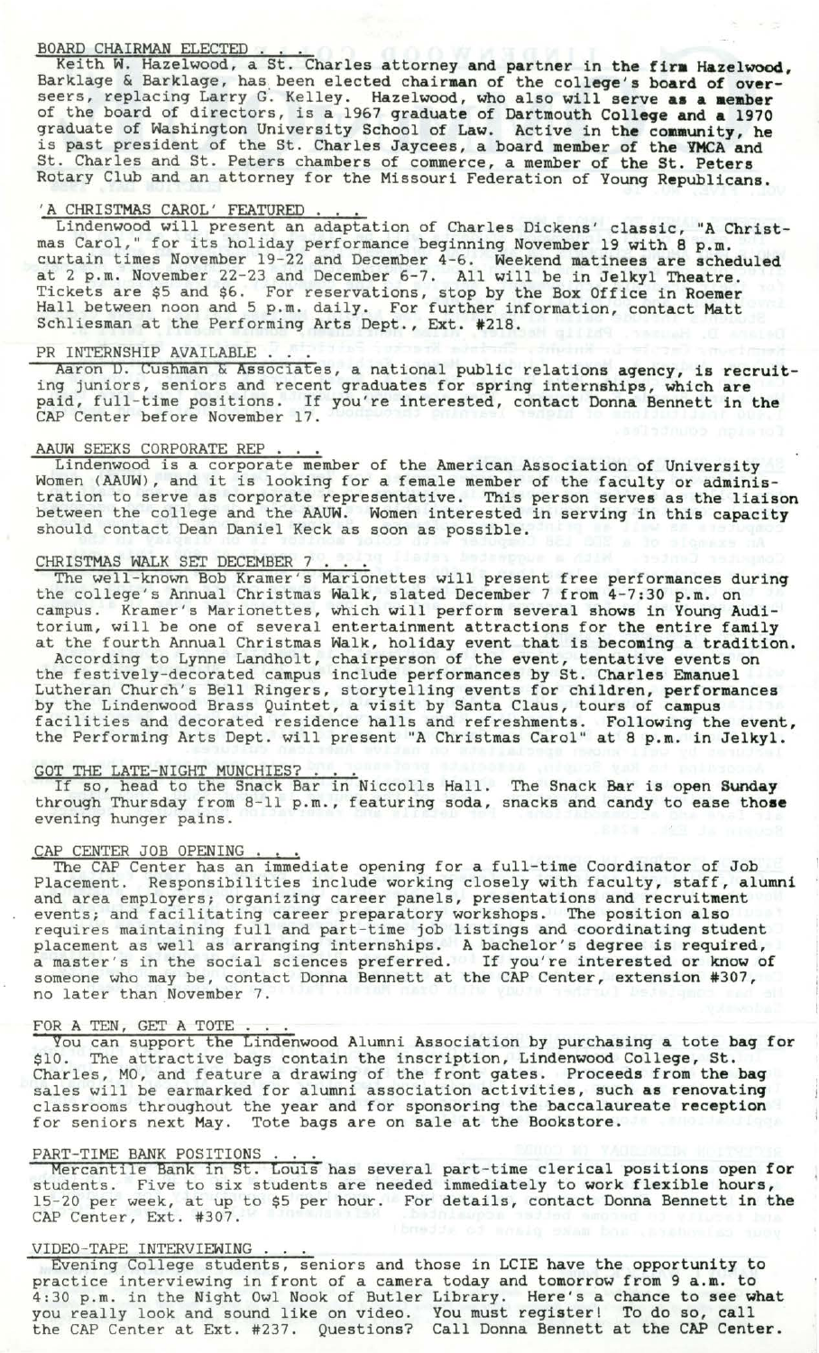## BOARD CHAIRMAN ELECTED . . .

Keith W. Hazelwood, a St. Charles attorney and partner in the firm Hazelwood, Barklage & Barklage, has been elected chairman of the college's board of overseers, replacing Larry G. Kelley. Hazelwood, who also will serve as a member of the board of directors, is a 1967 graduate of Dartmouth College and a 1970 graduate of Washington University School of Law. Active in the community, he is past president of the St. Charles Jaycees, a board member of the YMCA and St. Charles and St. Peters chambers of commerce, a member of the St. Peters Rotary Club and an attorney for the Missouri Federation of Young Republicans.

## 'A CHRISTMAS CAROL' FEATURED . . .

Lindenwood will present an adaptation of Charles Dickens' classic, "A Christmas Carol," for its holiday performance beginning November 19 with 8 p.m. curtain times November 19-22 and December 4-6. Weekend matinees are scheduled at 2 p.m. November 22-23 and December 6-7. All will be in Jelkyl Theatre. Tickets are $5 and $6. For reservations, stop by the Box Office in Roemer Hall between noon and 5 p.m. daily. For further information, contact Matt Schliesman at the Performing Arts Dept., Ext. #218.

## PR INTERNSHIP AVAILABLE . . .

Aaron D. Cushman & Associates, a national public relations agency, is recruiting juniors, seniors and recent graduates for spring internships, which are paid, full-time positions. If you're interested, contact Donna Bennett in the CAP Center before November 17.

## AAUW SEEKS CORPORATE REP . . .

Lindenwood is a corporate member of the American Association of University Women (AAUW), and it is looking for a female member of the faculty or administration to serve as corporate representative. This person serves as the liaison between the college and the AAUW. Women interested in serving in this capacity should contact Dean Daniel Keck as soon as possible.

## CHRISTMAS WALK SET DECEMBER 7 . . .

The well-known Bob Kramer's Marionettes will present free performances during the college's Annual Christmas Walk, slated December 7 from 4-7:30 p.m. on campus. Kramer's Marionettes, which will perform several shows in Young Auditorium, will be one of several entertainment attractions for the entire family at the fourth Annual Christmas Walk, holiday event that is becoming a tradition.

According to Lynne Landholt, chairperson of the event, tentative events on the festively-decorated campus include performances by St. Charles Emanuel Lutheran Church's Bell Ringers, storytelling events for children, performances by the Lindenwood Brass Quintet, a visit by Santa Claus, tours of campus facilities and decorated residence halls and refreshments. Following the event, the Performing Arts Dept. will present "A Christmas Carol" at 8 p.m. in Jelkyl.

## GOT THE LATE-NIGHT MUNCHIES? . . .

If so, head to the Snack Bar in Niccolls Hall. The Snack Bar is open Sunday through Thursday from 8-11 p.m., featuring soda, snacks and candy to ease those evening hunger pains.

## CAP CENTER JOB OPENING . . .

The CAP Center has an immediate opening for a full-time Coordinator of Job Placement. Responsibilities include working closely with faculty, staff, alumni and area employers; organizing career panels, presentations and recruitment events; and facilitating career preparatory workshops. The position also requires maintaining full and part-time job listings and coordinating student placement as well as arranging internships. A bachelor's degree is required, a master's in the social sciences preferred. If you're interested or know of someone who may be, contact Donna Bennett at the CAP Center, extension #307, no later than November 7.

## FOR A TEN, GET A TOTE . . .

You can support the Lindenwood Alumni Association by purchasing a tote bag for $10. The attractive bags contain the inscription, Lindenwood College, St. Charles, MO, and feature a drawing of the front gates. Proceeds from the bag sales will be earmarked for alumni association activities, such as renovating classrooms throughout the year and for sponsoring the baccalaureate reception for seniors next May. Tote bags are on sale at the Bookstore.

## PART-TIME BANK POSITIONS . . .

Mercantile Bank in St. Louis has several part-time clerical positions open for students. Five to six students are needed immediately to work flexible hours, 15-20 per week, at up to $5 per hour. For details, contact Donna Bennett in the CAP Center, Ext. #307.

## VIDEO-TAPE INTERVIEWING . . .

Evening College students, seniors and those in LCIE have the opportunity to practice interviewing in front of a camera today and tomorrow from 9 a.m. to 4:30 p.m. in the Night Owl Nook of Butler Library. Here's a chance to see what you really look and sound like on video. You must register! To do so, call the CAP Center at Ext. #237. Questions? Call Donna Bennett at the CAP Center.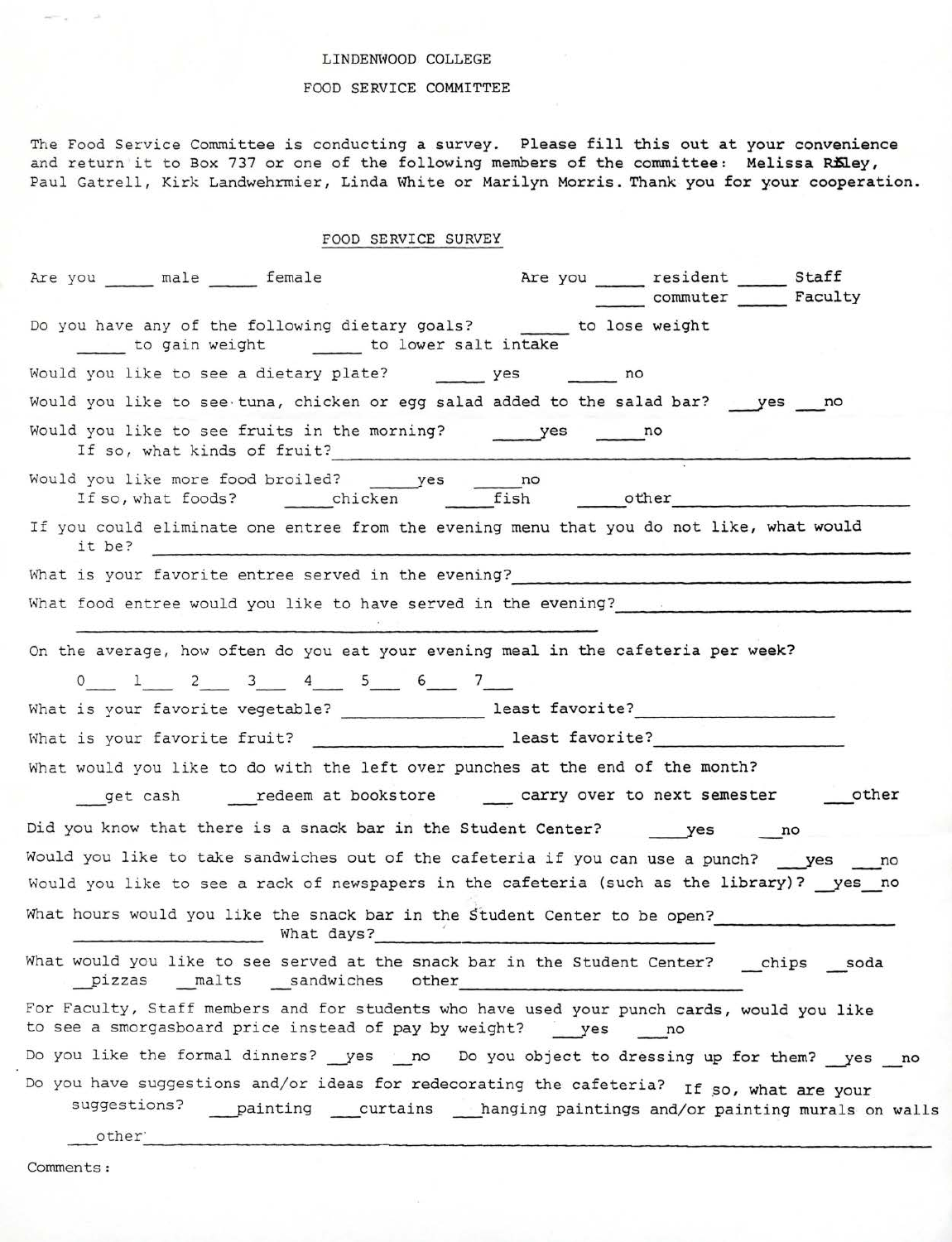LINDENWOOD COLLEGE

FOOD SERVICE COMMITTEE

The Food Service Committee is conducting a survey. Please fill this out at your convenience and return it to Box 737 or one of the following members of the committee: Melissa Risley, Paul Gatrell, Kirk Landwehrmier, Linda White or Marilyn Morris. Thank you for your cooperation.

FOOD SERVICE SURVEY

Are you _____ male _____ female

Are you _____ resident _____ Staff
_____ commuter _____ Faculty

Do you have any of the following dietary goals? _____ to lose weight
_____ to gain weight _____ to lower salt intake

Would you like to see a dietary plate? _____ yes _____ no

Would you like to see tuna, chicken or egg salad added to the salad bar? ___yes ___no

Would you like to see fruits in the morning? _____yes _____no
If so, what kinds of fruit? ______________________________

Would you like more food broiled? _____yes _____no
If so, what foods? _____chicken _____fish _____other ______________________________

If you could eliminate one entree from the evening menu that you do not like, what would it be? ______________________________

What is your favorite entree served in the evening? ______________________________

What food entree would you like to have served in the evening? ______________________________
______________________________

On the average, how often do you eat your evening meal in the cafeteria per week?

0___ 1___ 2___ 3___ 4___ 5___ 6___ 7___

What is your favorite vegetable? ______________ least favorite? ______________

What is your favorite fruit? ______________ least favorite? ______________

What would you like to do with the left over punches at the end of the month?

___get cash ___redeem at bookstore ___ carry over to next semester ___other

Did you know that there is a snack bar in the Student Center? ____yes ___no

Would you like to take sandwiches out of the cafeteria if you can use a punch? ___yes ___no

Would you like to see a rack of newspapers in the cafeteria (such as the library)? ___yes___no

What hours would you like the snack bar in the Student Center to be open? ______________
______________ What days? ______________

What would you like to see served at the snack bar in the Student Center? ___chips ___soda
___pizzas ___malts ___sandwiches other______________________________

For Faculty, Staff members and for students who have used your punch cards, would you like to see a smorgasboard price instead of pay by weight? ___yes ___no

Do you like the formal dinners? ___yes ___no Do you object to dressing up for them? ___yes ___no

Do you have suggestions and/or ideas for redecorating the cafeteria? If so, what are your suggestions? ___painting ___curtains ___hanging paintings and/or painting murals on walls

___other ______________________________

Comments: